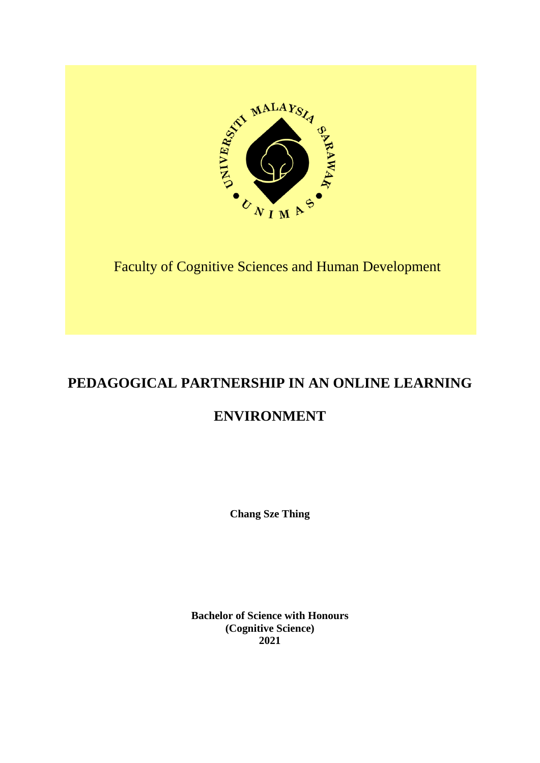Faculty of Cognitive Sciences and Human Development

# PEDAGOGICAL PARTNERSHIP IN AN ONLINE LEARNING ENVIRONMENT

**Chang Sze Thing**

**Bachelor of Science with Honours**
**(Cognitive Science)**
**2021**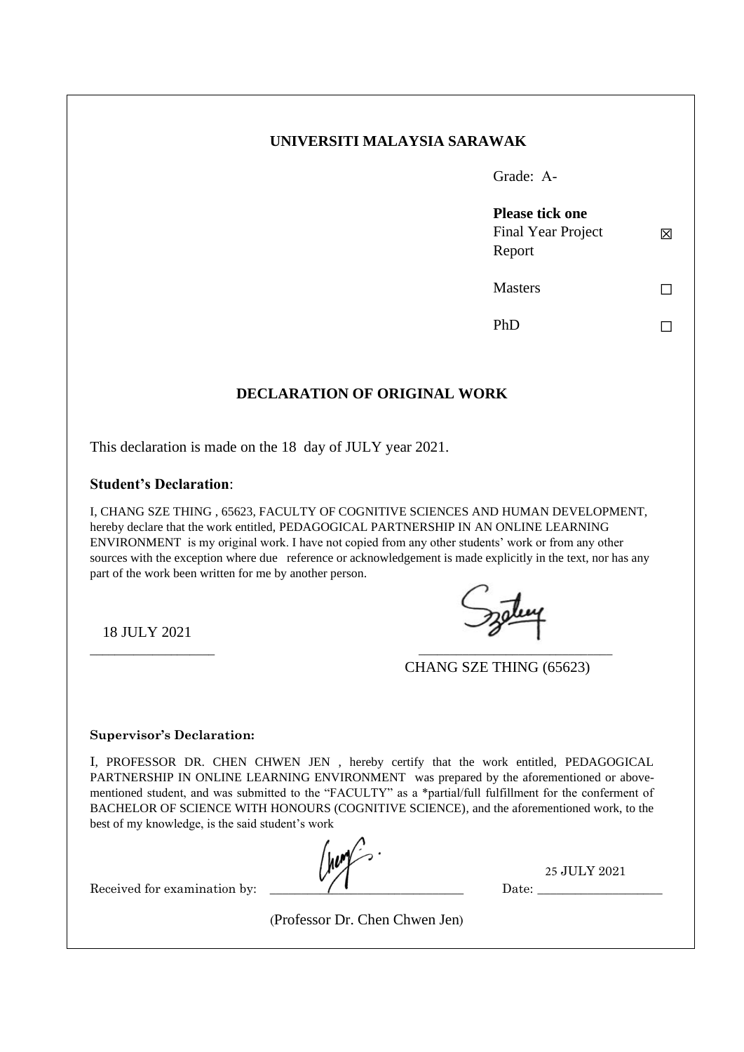**UNIVERSITI MALAYSIA SARAWAK**

Grade: A-

**Please tick one**

| | |
|---|---|
| Final Year Project Report | ☒ |
| Masters | ☐ |
| PhD | ☐ |

## DECLARATION OF ORIGINAL WORK

This declaration is made on the 18 day of JULY year 2021.

**Student's Declaration**:

I, CHANG SZE THING , 65623, FACULTY OF COGNITIVE SCIENCES AND HUMAN DEVELOPMENT, hereby declare that the work entitled, PEDAGOGICAL PARTNERSHIP IN AN ONLINE LEARNING ENVIRONMENT is my original work. I have not copied from any other students' work or from any other sources with the exception where due reference or acknowledgement is made explicitly in the text, nor has any part of the work been written for me by another person.

18 JULY 2021 ____________________

____________________

CHANG SZE THING (65623)

**Supervisor's Declaration:**

I, PROFESSOR DR. CHEN CHWEN JEN , hereby certify that the work entitled, PEDAGOGICAL PARTNERSHIP IN ONLINE LEARNING ENVIRONMENT was prepared by the aforementioned or above-mentioned student, and was submitted to the "FACULTY" as a *partial/full fulfillment for the conferment of BACHELOR OF SCIENCE WITH HONOURS (COGNITIVE SCIENCE), and the aforementioned work, to the best of my knowledge, is the said student's work

Received for examination by: ____________________ Date: 25 JULY 2021

(Professor Dr. Chen Chwen Jen)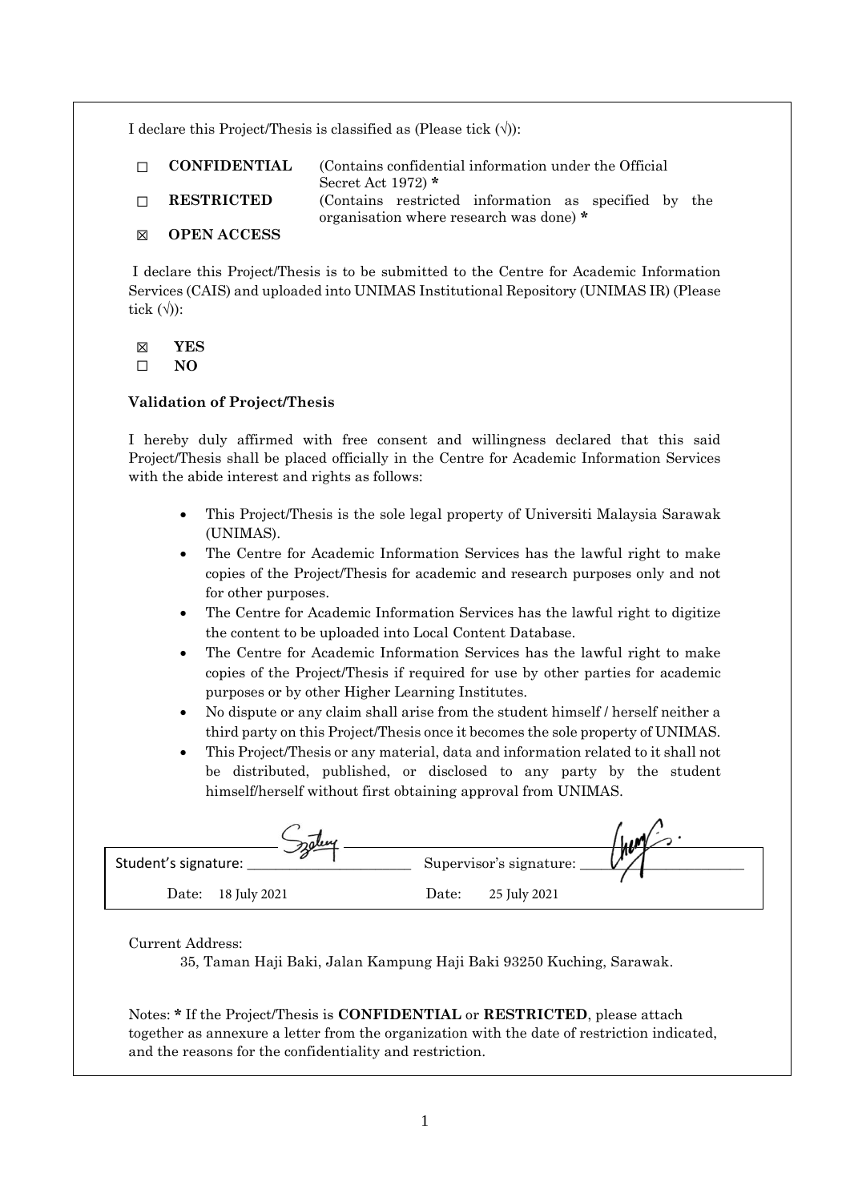I declare this Project/Thesis is classified as (Please tick (√)):

☐ **CONFIDENTIAL** (Contains confidential information under the Official Secret Act 1972) *

☐ **RESTRICTED** (Contains restricted information as specified by the organisation where research was done) *

☒ **OPEN ACCESS**

I declare this Project/Thesis is to be submitted to the Centre for Academic Information Services (CAIS) and uploaded into UNIMAS Institutional Repository (UNIMAS IR) (Please tick (√)):

☒ **YES**

☐ **NO**

**Validation of Project/Thesis**

I hereby duly affirmed with free consent and willingness declared that this said Project/Thesis shall be placed officially in the Centre for Academic Information Services with the abide interest and rights as follows:

- This Project/Thesis is the sole legal property of Universiti Malaysia Sarawak (UNIMAS).
- The Centre for Academic Information Services has the lawful right to make copies of the Project/Thesis for academic and research purposes only and not for other purposes.
- The Centre for Academic Information Services has the lawful right to digitize the content to be uploaded into Local Content Database.
- The Centre for Academic Information Services has the lawful right to make copies of the Project/Thesis if required for use by other parties for academic purposes or by other Higher Learning Institutes.
- No dispute or any claim shall arise from the student himself / herself neither a third party on this Project/Thesis once it becomes the sole property of UNIMAS.
- This Project/Thesis or any material, data and information related to it shall not be distributed, published, or disclosed to any party by the student himself/herself without first obtaining approval from UNIMAS.

Student's signature: ______________________ Supervisor's signature: ______________________

Date: 18 July 2021 Date: 25 July 2021

Current Address:

35, Taman Haji Baki, Jalan Kampung Haji Baki 93250 Kuching, Sarawak.

Notes: * If the Project/Thesis is **CONFIDENTIAL** or **RESTRICTED**, please attach together as annexure a letter from the organization with the date of restriction indicated, and the reasons for the confidentiality and restriction.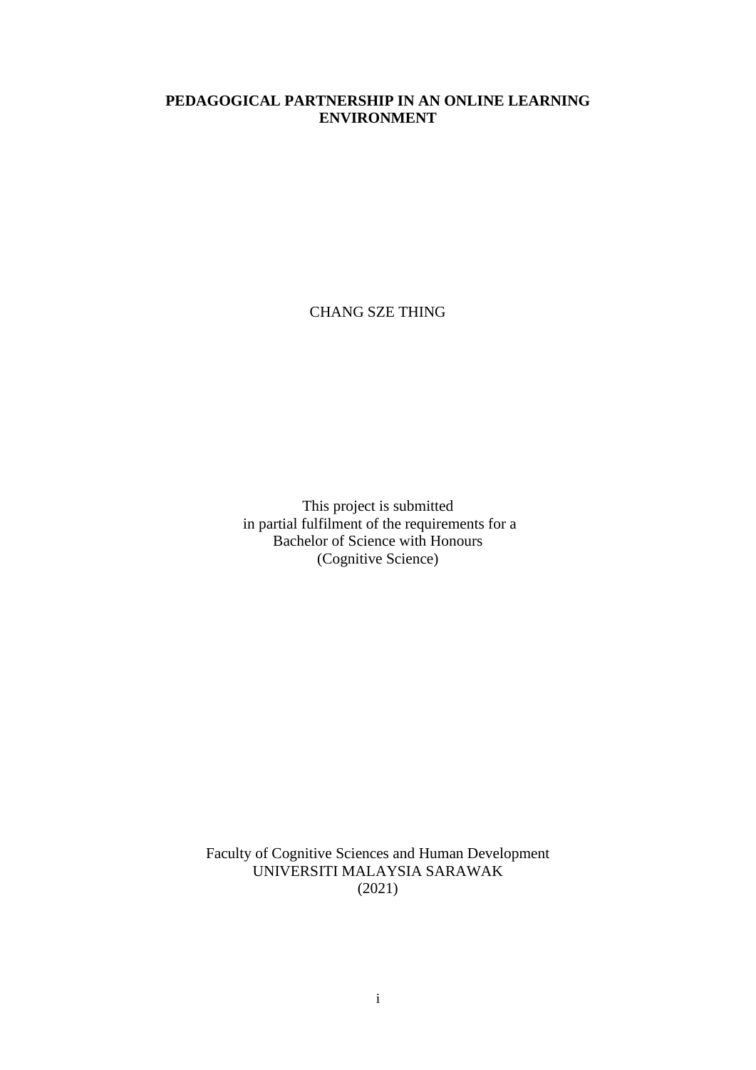**PEDAGOGICAL PARTNERSHIP IN AN ONLINE LEARNING ENVIRONMENT**

CHANG SZE THING

This project is submitted
in partial fulfilment of the requirements for a
Bachelor of Science with Honours
(Cognitive Science)

Faculty of Cognitive Sciences and Human Development
UNIVERSITI MALAYSIA SARAWAK
(2021)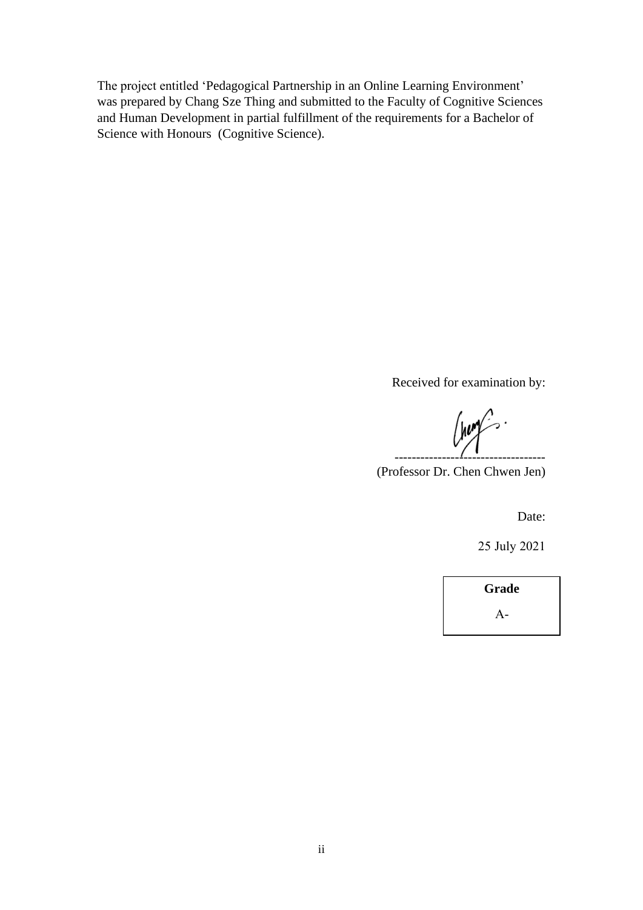The project entitled 'Pedagogical Partnership in an Online Learning Environment' was prepared by Chang Sze Thing and submitted to the Faculty of Cognitive Sciences and Human Development in partial fulfillment of the requirements for a Bachelor of Science with Honours (Cognitive Science).

Received for examination by:

-----------------------------------

(Professor Dr. Chen Chwen Jen)

Date:

25 July 2021

| Grade |
| --- |
| A- |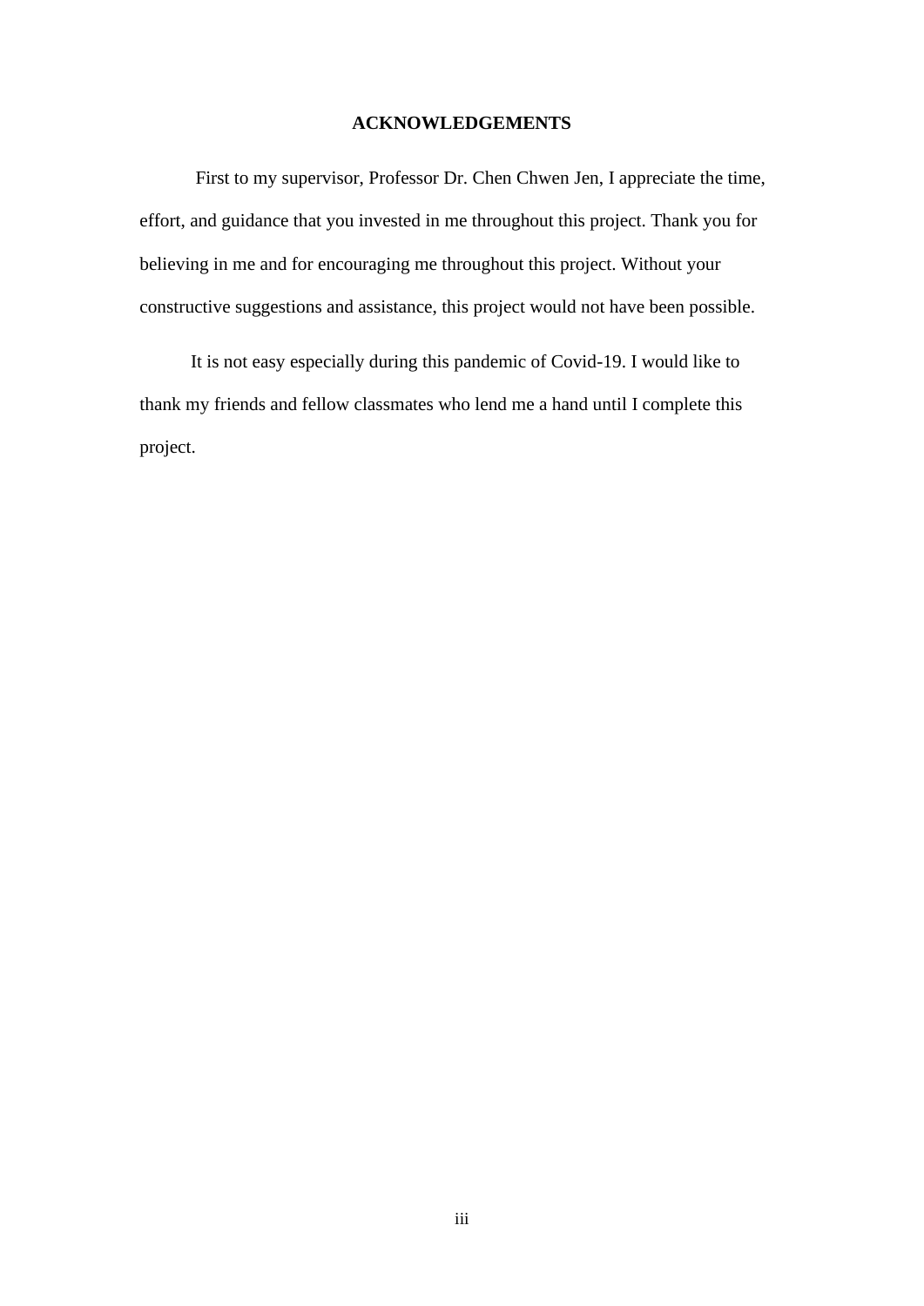# ACKNOWLEDGEMENTS

First to my supervisor, Professor Dr. Chen Chwen Jen, I appreciate the time, effort, and guidance that you invested in me throughout this project. Thank you for believing in me and for encouraging me throughout this project. Without your constructive suggestions and assistance, this project would not have been possible.

It is not easy especially during this pandemic of Covid-19. I would like to thank my friends and fellow classmates who lend me a hand until I complete this project.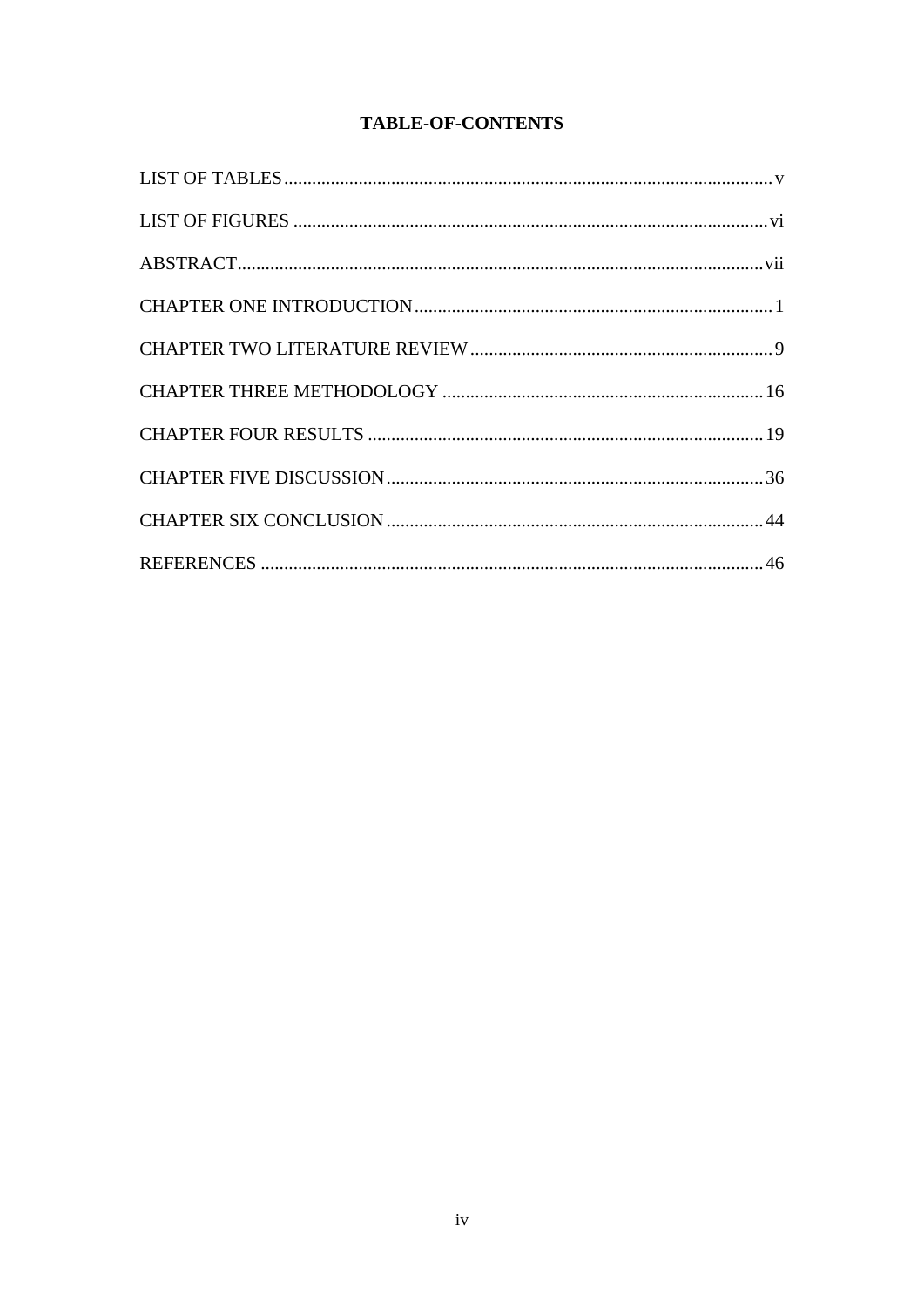# TABLE-OF-CONTENTS

LIST OF TABLES .......... v

LIST OF FIGURES .......... vi

ABSTRACT .......... vii

CHAPTER ONE INTRODUCTION .......... 1

CHAPTER TWO LITERATURE REVIEW .......... 9

CHAPTER THREE METHODOLOGY .......... 16

CHAPTER FOUR RESULTS .......... 19

CHAPTER FIVE DISCUSSION .......... 36

CHAPTER SIX CONCLUSION .......... 44

REFERENCES .......... 46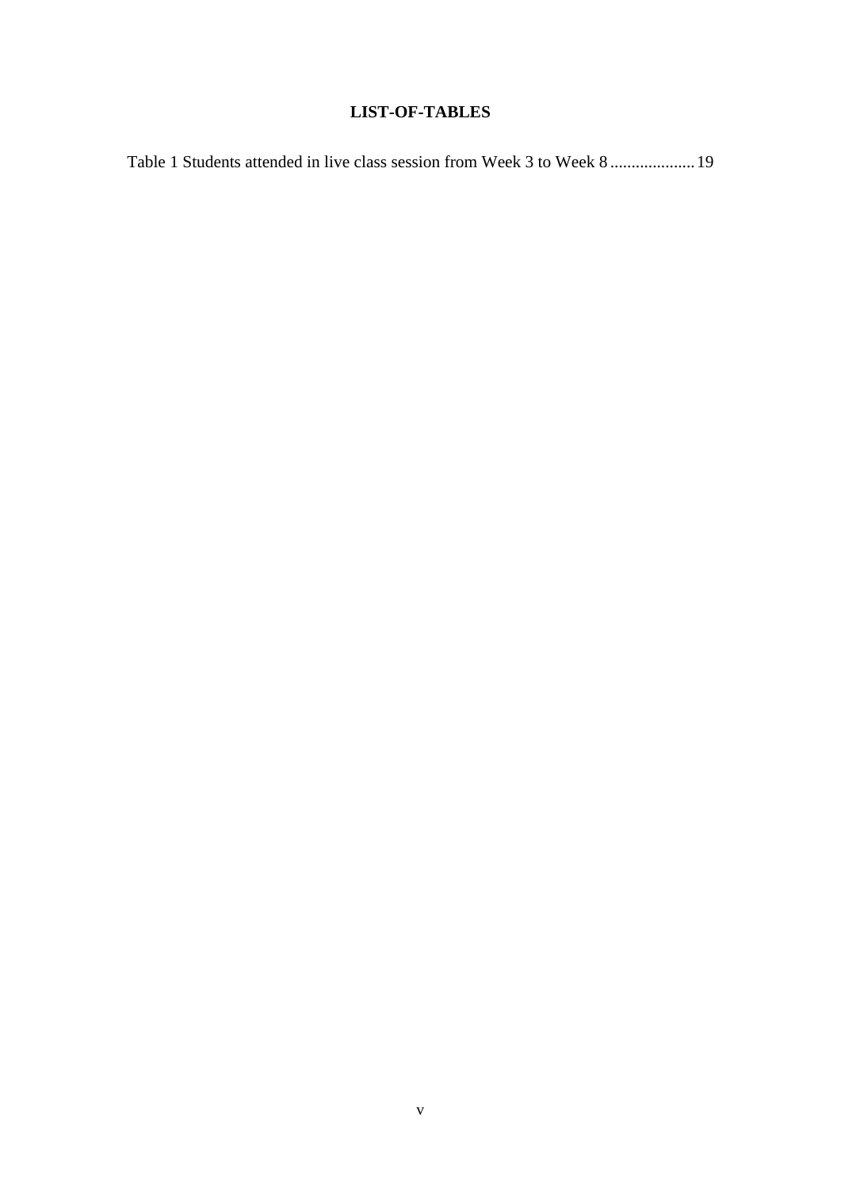# LIST-OF-TABLES

Table 1 Students attended in live class session from Week 3 to Week 8 .................... 19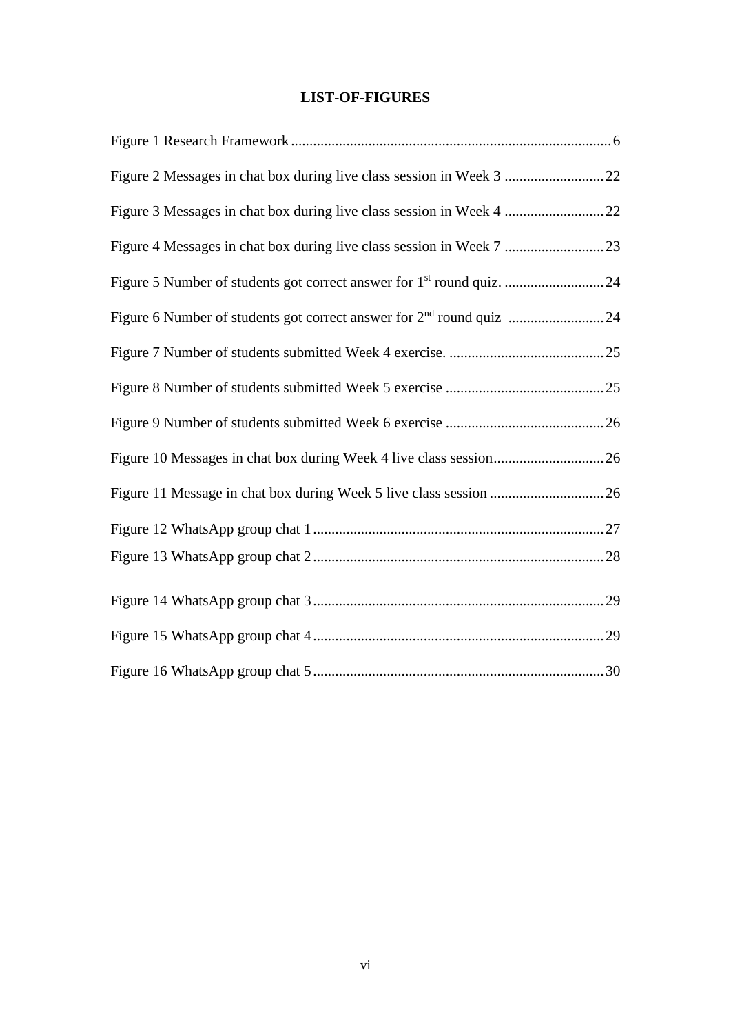# LIST-OF-FIGURES

Figure 1 Research Framework ........................................................................................ 6

Figure 2 Messages in chat box during live class session in Week 3 ........................... 22

Figure 3 Messages in chat box during live class session in Week 4 ........................... 22

Figure 4 Messages in chat box during live class session in Week 7 ........................... 23

Figure 5 Number of students got correct answer for 1st round quiz. ........................... 24

Figure 6 Number of students got correct answer for 2nd round quiz .......................... 24

Figure 7 Number of students submitted Week 4 exercise. .......................................... 25

Figure 8 Number of students submitted Week 5 exercise ........................................... 25

Figure 9 Number of students submitted Week 6 exercise ........................................... 26

Figure 10 Messages in chat box during Week 4 live class session.............................. 26

Figure 11 Message in chat box during Week 5 live class session ............................... 26

Figure 12 WhatsApp group chat 1 ............................................................................... 27

Figure 13 WhatsApp group chat 2 ............................................................................... 28

Figure 14 WhatsApp group chat 3 ............................................................................... 29

Figure 15 WhatsApp group chat 4 ............................................................................... 29

Figure 16 WhatsApp group chat 5 ............................................................................... 30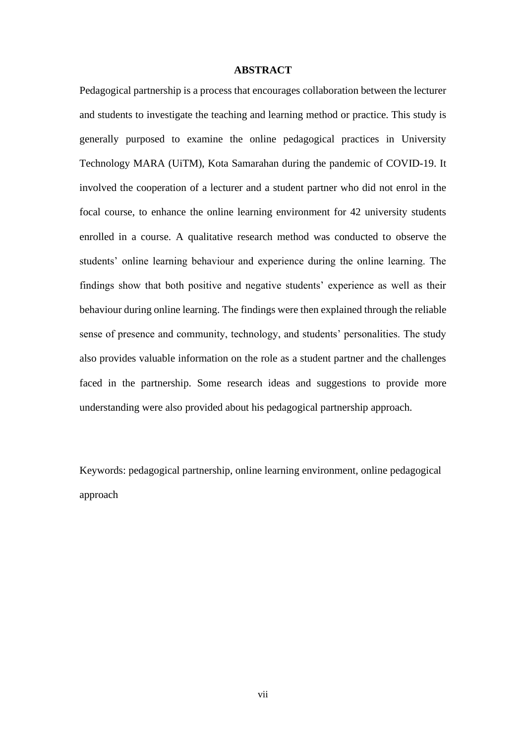# ABSTRACT

Pedagogical partnership is a process that encourages collaboration between the lecturer and students to investigate the teaching and learning method or practice. This study is generally purposed to examine the online pedagogical practices in University Technology MARA (UiTM), Kota Samarahan during the pandemic of COVID-19. It involved the cooperation of a lecturer and a student partner who did not enrol in the focal course, to enhance the online learning environment for 42 university students enrolled in a course. A qualitative research method was conducted to observe the students' online learning behaviour and experience during the online learning. The findings show that both positive and negative students' experience as well as their behaviour during online learning. The findings were then explained through the reliable sense of presence and community, technology, and students' personalities. The study also provides valuable information on the role as a student partner and the challenges faced in the partnership. Some research ideas and suggestions to provide more understanding were also provided about his pedagogical partnership approach.

Keywords: pedagogical partnership, online learning environment, online pedagogical approach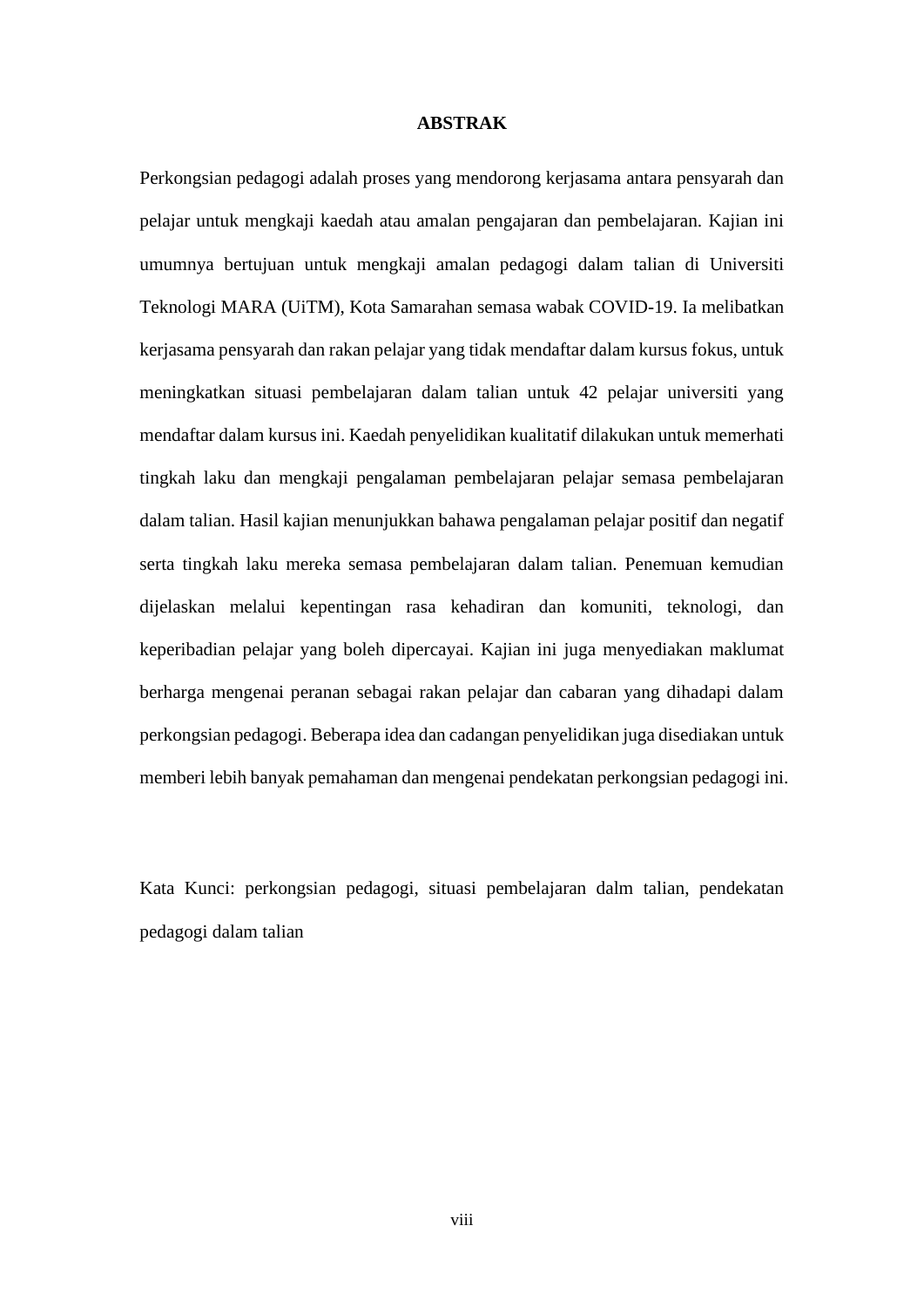# ABSTRAK

Perkongsian pedagogi adalah proses yang mendorong kerjasama antara pensyarah dan pelajar untuk mengkaji kaedah atau amalan pengajaran dan pembelajaran. Kajian ini umumnya bertujuan untuk mengkaji amalan pedagogi dalam talian di Universiti Teknologi MARA (UiTM), Kota Samarahan semasa wabak COVID-19. Ia melibatkan kerjasama pensyarah dan rakan pelajar yang tidak mendaftar dalam kursus fokus, untuk meningkatkan situasi pembelajaran dalam talian untuk 42 pelajar universiti yang mendaftar dalam kursus ini. Kaedah penyelidikan kualitatif dilakukan untuk memerhati tingkah laku dan mengkaji pengalaman pembelajaran pelajar semasa pembelajaran dalam talian. Hasil kajian menunjukkan bahawa pengalaman pelajar positif dan negatif serta tingkah laku mereka semasa pembelajaran dalam talian. Penemuan kemudian dijelaskan melalui kepentingan rasa kehadiran dan komuniti, teknologi, dan keperibadian pelajar yang boleh dipercayai. Kajian ini juga menyediakan maklumat berharga mengenai peranan sebagai rakan pelajar dan cabaran yang dihadapi dalam perkongsian pedagogi. Beberapa idea dan cadangan penyelidikan juga disediakan untuk memberi lebih banyak pemahaman dan mengenai pendekatan perkongsian pedagogi ini.

Kata Kunci: perkongsian pedagogi, situasi pembelajaran dalm talian, pendekatan pedagogi dalam talian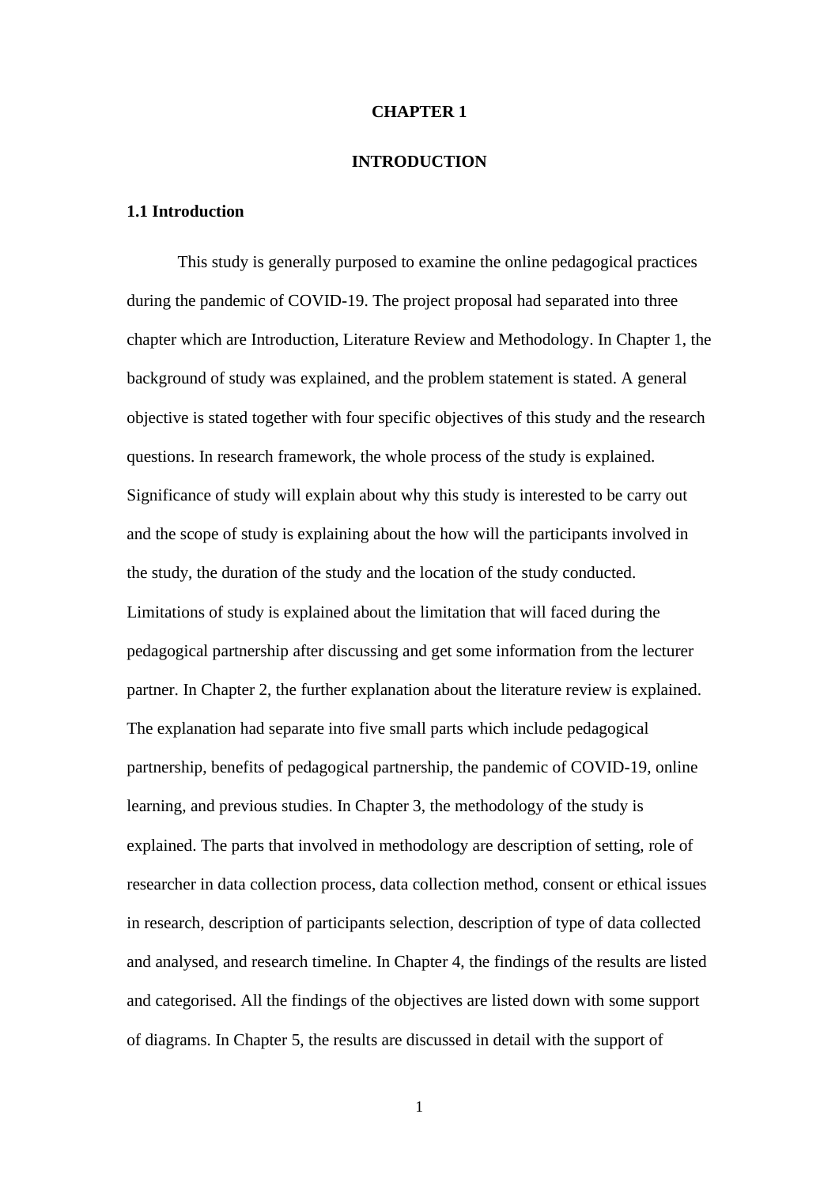# CHAPTER 1

# INTRODUCTION

## 1.1 Introduction

This study is generally purposed to examine the online pedagogical practices during the pandemic of COVID-19. The project proposal had separated into three chapter which are Introduction, Literature Review and Methodology. In Chapter 1, the background of study was explained, and the problem statement is stated. A general objective is stated together with four specific objectives of this study and the research questions. In research framework, the whole process of the study is explained. Significance of study will explain about why this study is interested to be carry out and the scope of study is explaining about the how will the participants involved in the study, the duration of the study and the location of the study conducted. Limitations of study is explained about the limitation that will faced during the pedagogical partnership after discussing and get some information from the lecturer partner. In Chapter 2, the further explanation about the literature review is explained. The explanation had separate into five small parts which include pedagogical partnership, benefits of pedagogical partnership, the pandemic of COVID-19, online learning, and previous studies. In Chapter 3, the methodology of the study is explained. The parts that involved in methodology are description of setting, role of researcher in data collection process, data collection method, consent or ethical issues in research, description of participants selection, description of type of data collected and analysed, and research timeline. In Chapter 4, the findings of the results are listed and categorised. All the findings of the objectives are listed down with some support of diagrams. In Chapter 5, the results are discussed in detail with the support of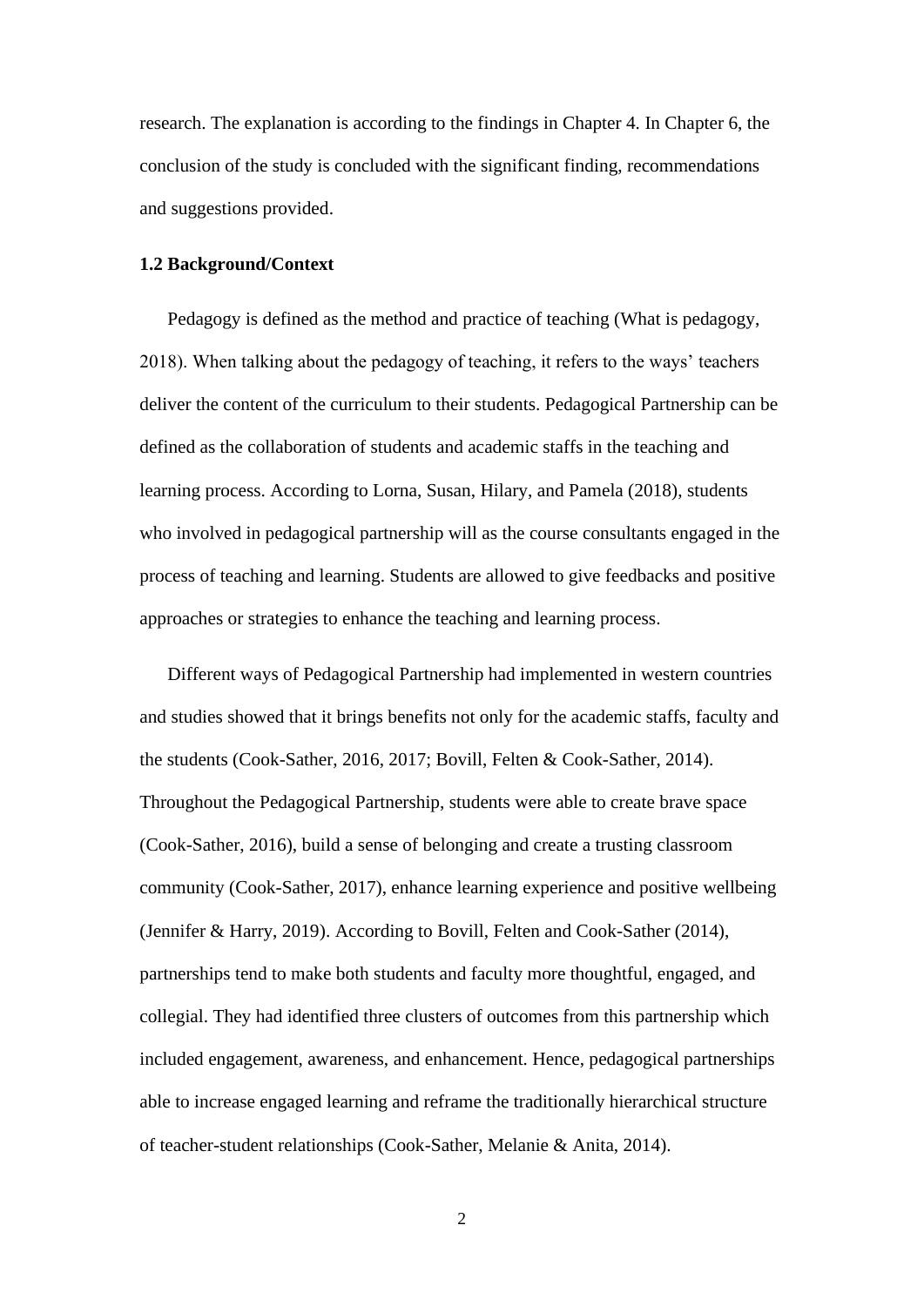research. The explanation is according to the findings in Chapter 4. In Chapter 6, the conclusion of the study is concluded with the significant finding, recommendations and suggestions provided.

### 1.2 Background/Context

Pedagogy is defined as the method and practice of teaching (What is pedagogy, 2018). When talking about the pedagogy of teaching, it refers to the ways' teachers deliver the content of the curriculum to their students. Pedagogical Partnership can be defined as the collaboration of students and academic staffs in the teaching and learning process. According to Lorna, Susan, Hilary, and Pamela (2018), students who involved in pedagogical partnership will as the course consultants engaged in the process of teaching and learning. Students are allowed to give feedbacks and positive approaches or strategies to enhance the teaching and learning process.

Different ways of Pedagogical Partnership had implemented in western countries and studies showed that it brings benefits not only for the academic staffs, faculty and the students (Cook-Sather, 2016, 2017; Bovill, Felten & Cook-Sather, 2014). Throughout the Pedagogical Partnership, students were able to create brave space (Cook-Sather, 2016), build a sense of belonging and create a trusting classroom community (Cook-Sather, 2017), enhance learning experience and positive wellbeing (Jennifer & Harry, 2019). According to Bovill, Felten and Cook-Sather (2014), partnerships tend to make both students and faculty more thoughtful, engaged, and collegial. They had identified three clusters of outcomes from this partnership which included engagement, awareness, and enhancement. Hence, pedagogical partnerships able to increase engaged learning and reframe the traditionally hierarchical structure of teacher-student relationships (Cook-Sather, Melanie & Anita, 2014).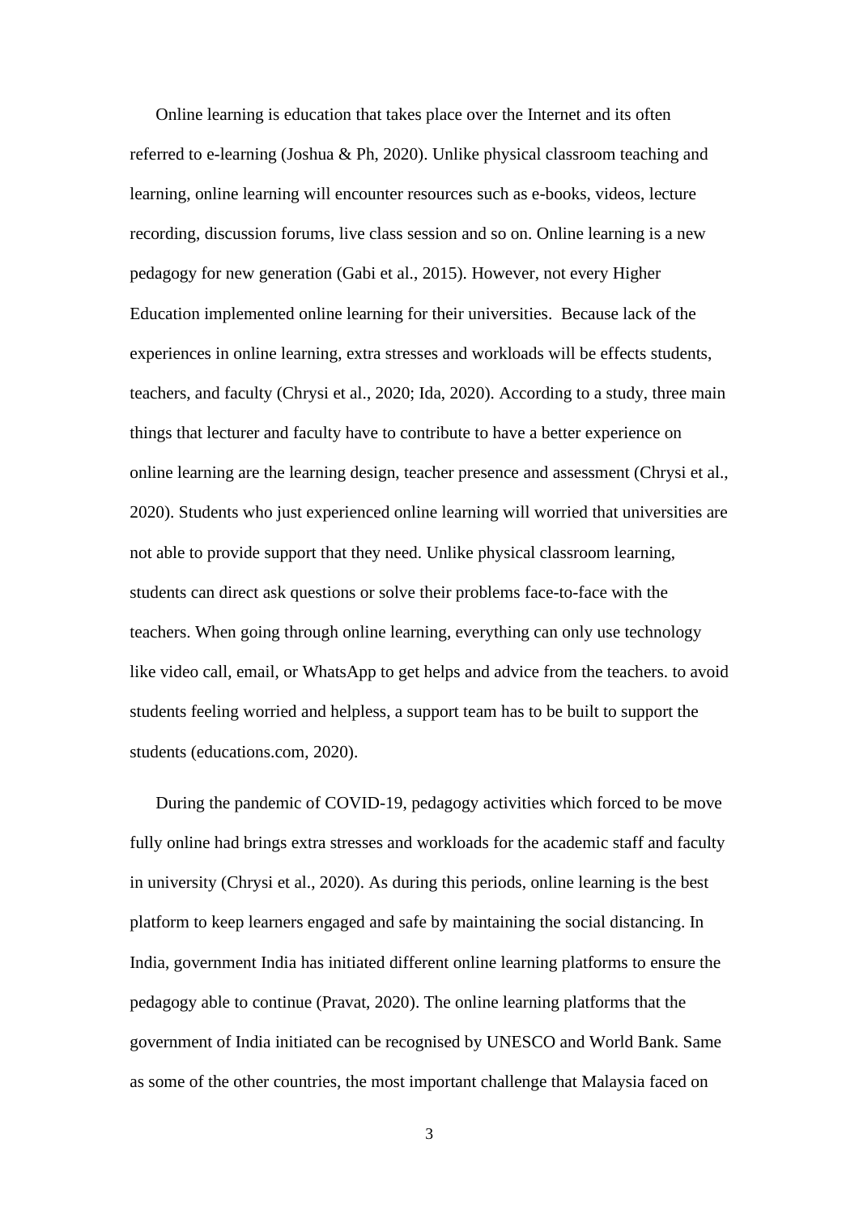Online learning is education that takes place over the Internet and its often referred to e-learning (Joshua & Ph, 2020). Unlike physical classroom teaching and learning, online learning will encounter resources such as e-books, videos, lecture recording, discussion forums, live class session and so on. Online learning is a new pedagogy for new generation (Gabi et al., 2015). However, not every Higher Education implemented online learning for their universities.  Because lack of the experiences in online learning, extra stresses and workloads will be effects students, teachers, and faculty (Chrysi et al., 2020; Ida, 2020). According to a study, three main things that lecturer and faculty have to contribute to have a better experience on online learning are the learning design, teacher presence and assessment (Chrysi et al., 2020). Students who just experienced online learning will worried that universities are not able to provide support that they need. Unlike physical classroom learning, students can direct ask questions or solve their problems face-to-face with the teachers. When going through online learning, everything can only use technology like video call, email, or WhatsApp to get helps and advice from the teachers. to avoid students feeling worried and helpless, a support team has to be built to support the students (educations.com, 2020).

During the pandemic of COVID-19, pedagogy activities which forced to be move fully online had brings extra stresses and workloads for the academic staff and faculty in university (Chrysi et al., 2020). As during this periods, online learning is the best platform to keep learners engaged and safe by maintaining the social distancing. In India, government India has initiated different online learning platforms to ensure the pedagogy able to continue (Pravat, 2020). The online learning platforms that the government of India initiated can be recognised by UNESCO and World Bank. Same as some of the other countries, the most important challenge that Malaysia faced on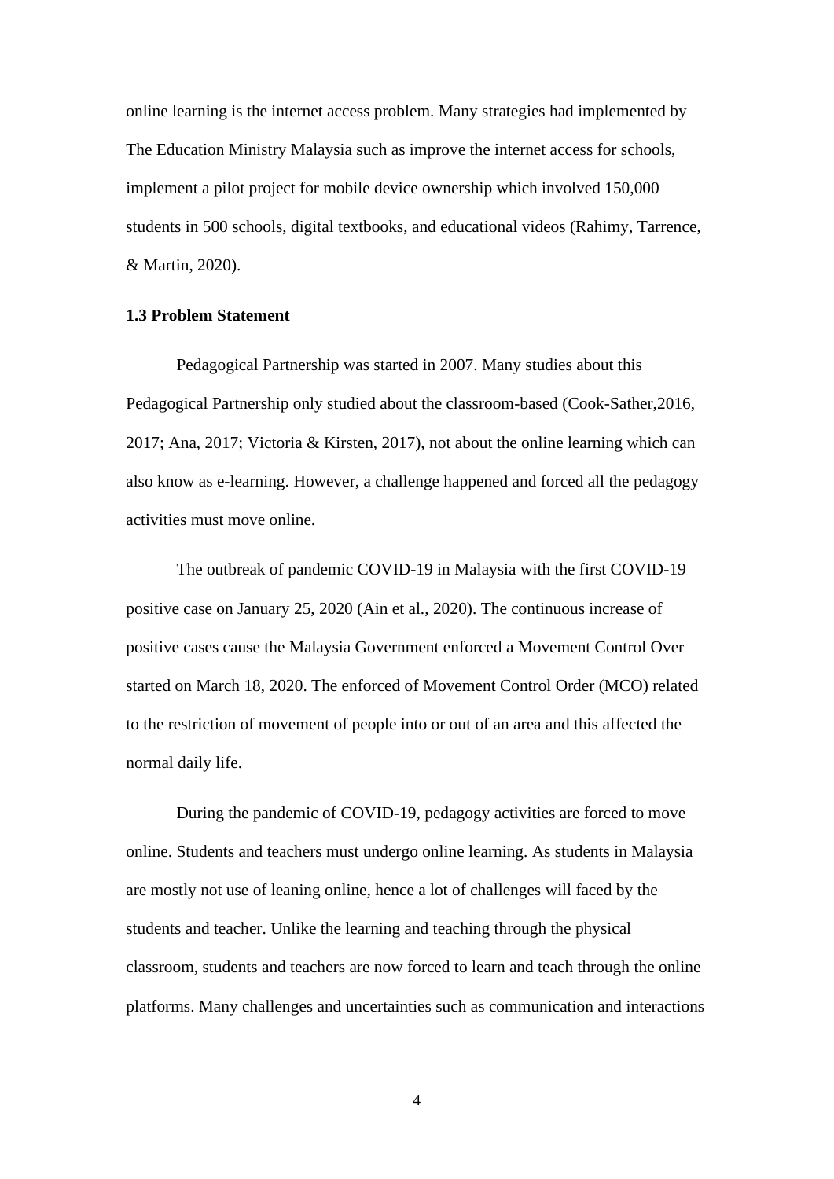online learning is the internet access problem. Many strategies had implemented by The Education Ministry Malaysia such as improve the internet access for schools, implement a pilot project for mobile device ownership which involved 150,000 students in 500 schools, digital textbooks, and educational videos (Rahimy, Tarrence, & Martin, 2020).

### 1.3 Problem Statement

Pedagogical Partnership was started in 2007. Many studies about this Pedagogical Partnership only studied about the classroom-based (Cook-Sather,2016, 2017; Ana, 2017; Victoria & Kirsten, 2017), not about the online learning which can also know as e-learning. However, a challenge happened and forced all the pedagogy activities must move online.

The outbreak of pandemic COVID-19 in Malaysia with the first COVID-19 positive case on January 25, 2020 (Ain et al., 2020). The continuous increase of positive cases cause the Malaysia Government enforced a Movement Control Over started on March 18, 2020. The enforced of Movement Control Order (MCO) related to the restriction of movement of people into or out of an area and this affected the normal daily life.

During the pandemic of COVID-19, pedagogy activities are forced to move online. Students and teachers must undergo online learning. As students in Malaysia are mostly not use of leaning online, hence a lot of challenges will faced by the students and teacher. Unlike the learning and teaching through the physical classroom, students and teachers are now forced to learn and teach through the online platforms. Many challenges and uncertainties such as communication and interactions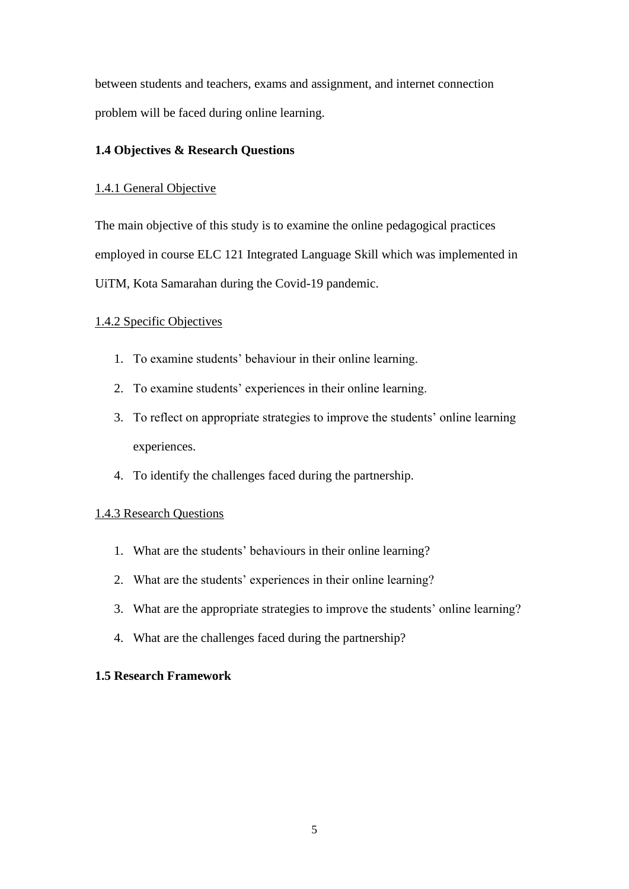between students and teachers, exams and assignment, and internet connection problem will be faced during online learning.

### 1.4 Objectives & Research Questions

#### 1.4.1 General Objective

The main objective of this study is to examine the online pedagogical practices employed in course ELC 121 Integrated Language Skill which was implemented in UiTM, Kota Samarahan during the Covid-19 pandemic.

#### 1.4.2 Specific Objectives

1. To examine students' behaviour in their online learning.
2. To examine students' experiences in their online learning.
3. To reflect on appropriate strategies to improve the students' online learning experiences.
4. To identify the challenges faced during the partnership.

#### 1.4.3 Research Questions

1. What are the students' behaviours in their online learning?
2. What are the students' experiences in their online learning?
3. What are the appropriate strategies to improve the students' online learning?
4. What are the challenges faced during the partnership?

### 1.5 Research Framework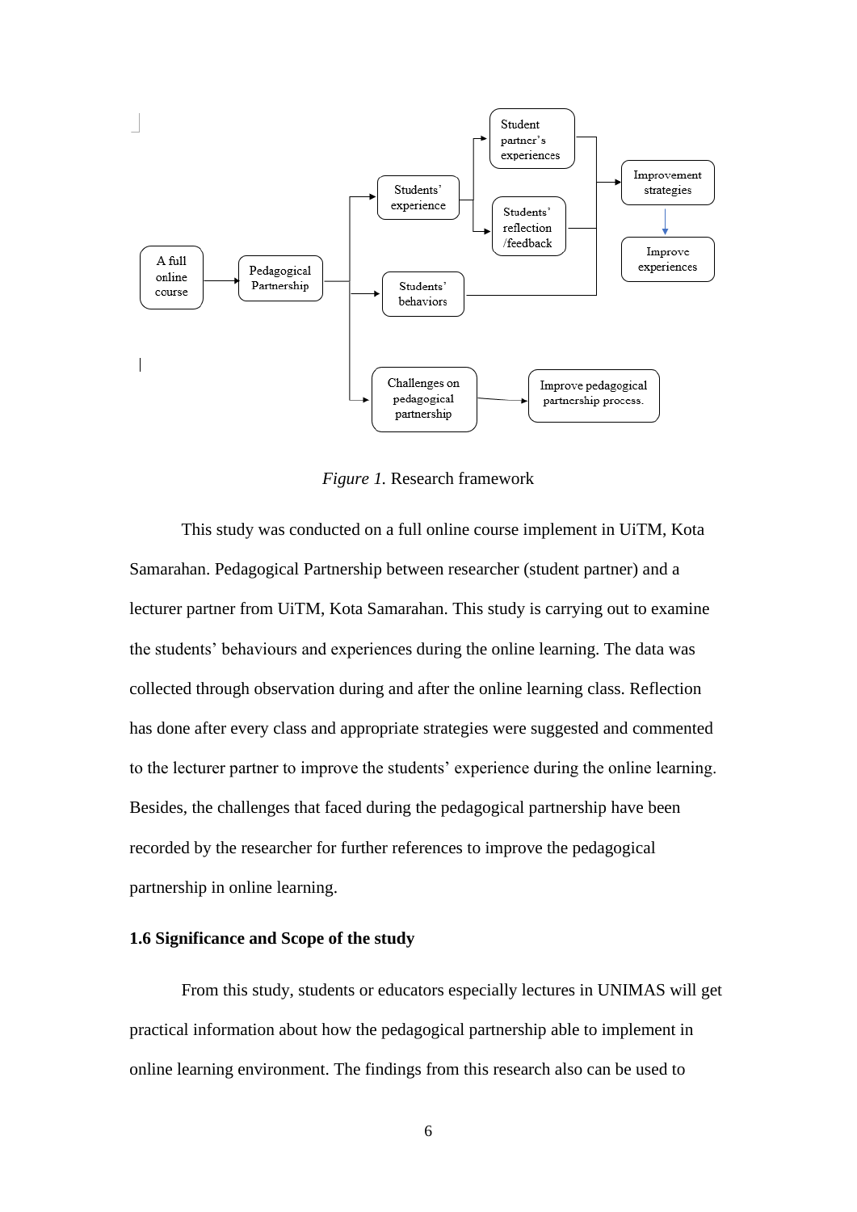*Figure 1.* Research framework

This study was conducted on a full online course implement in UiTM, Kota Samarahan. Pedagogical Partnership between researcher (student partner) and a lecturer partner from UiTM, Kota Samarahan. This study is carrying out to examine the students' behaviours and experiences during the online learning. The data was collected through observation during and after the online learning class. Reflection has done after every class and appropriate strategies were suggested and commented to the lecturer partner to improve the students' experience during the online learning. Besides, the challenges that faced during the pedagogical partnership have been recorded by the researcher for further references to improve the pedagogical partnership in online learning.

**1.6 Significance and Scope of the study**

From this study, students or educators especially lectures in UNIMAS will get practical information about how the pedagogical partnership able to implement in online learning environment. The findings from this research also can be used to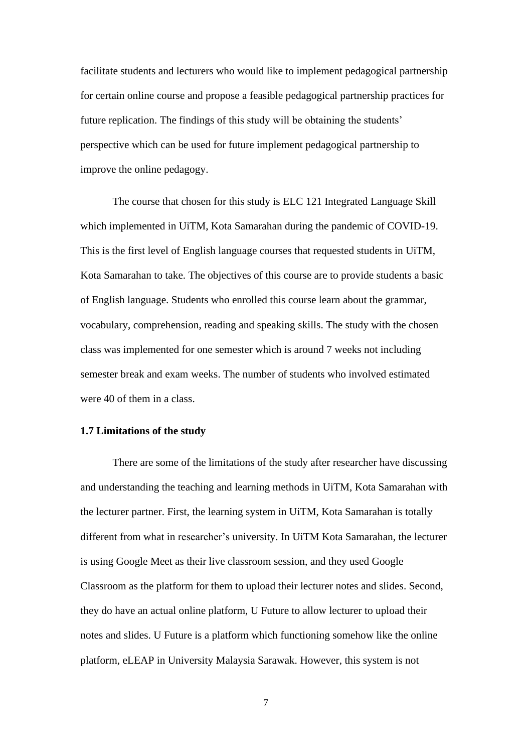facilitate students and lecturers who would like to implement pedagogical partnership for certain online course and propose a feasible pedagogical partnership practices for future replication. The findings of this study will be obtaining the students' perspective which can be used for future implement pedagogical partnership to improve the online pedagogy.

The course that chosen for this study is ELC 121 Integrated Language Skill which implemented in UiTM, Kota Samarahan during the pandemic of COVID-19. This is the first level of English language courses that requested students in UiTM, Kota Samarahan to take. The objectives of this course are to provide students a basic of English language. Students who enrolled this course learn about the grammar, vocabulary, comprehension, reading and speaking skills. The study with the chosen class was implemented for one semester which is around 7 weeks not including semester break and exam weeks. The number of students who involved estimated were 40 of them in a class.

**1.7 Limitations of the study**

There are some of the limitations of the study after researcher have discussing and understanding the teaching and learning methods in UiTM, Kota Samarahan with the lecturer partner. First, the learning system in UiTM, Kota Samarahan is totally different from what in researcher's university. In UiTM Kota Samarahan, the lecturer is using Google Meet as their live classroom session, and they used Google Classroom as the platform for them to upload their lecturer notes and slides. Second, they do have an actual online platform, U Future to allow lecturer to upload their notes and slides. U Future is a platform which functioning somehow like the online platform, eLEAP in University Malaysia Sarawak. However, this system is not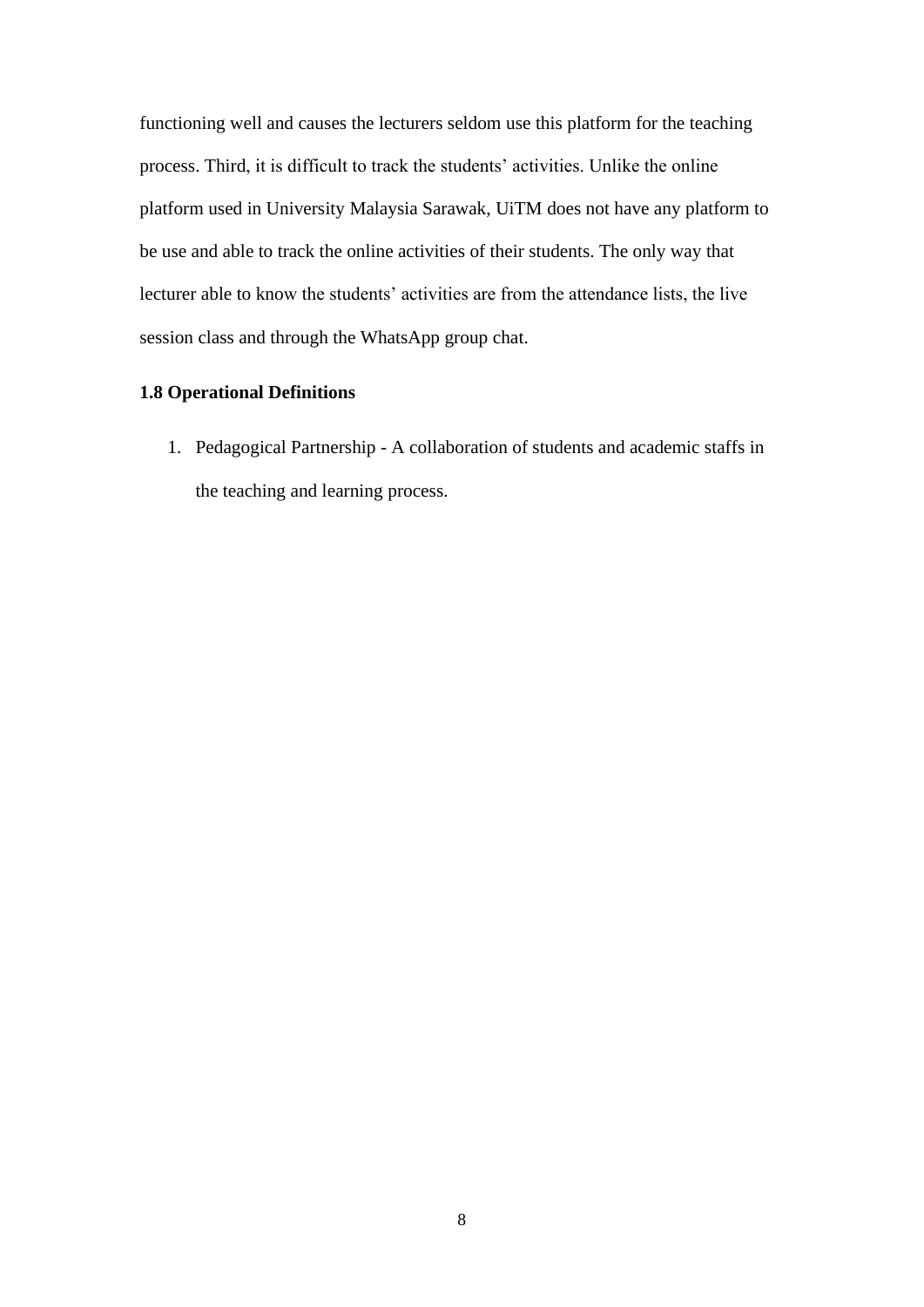functioning well and causes the lecturers seldom use this platform for the teaching process. Third, it is difficult to track the students' activities. Unlike the online platform used in University Malaysia Sarawak, UiTM does not have any platform to be use and able to track the online activities of their students. The only way that lecturer able to know the students' activities are from the attendance lists, the live session class and through the WhatsApp group chat.

### 1.8 Operational Definitions

1. Pedagogical Partnership - A collaboration of students and academic staffs in the teaching and learning process.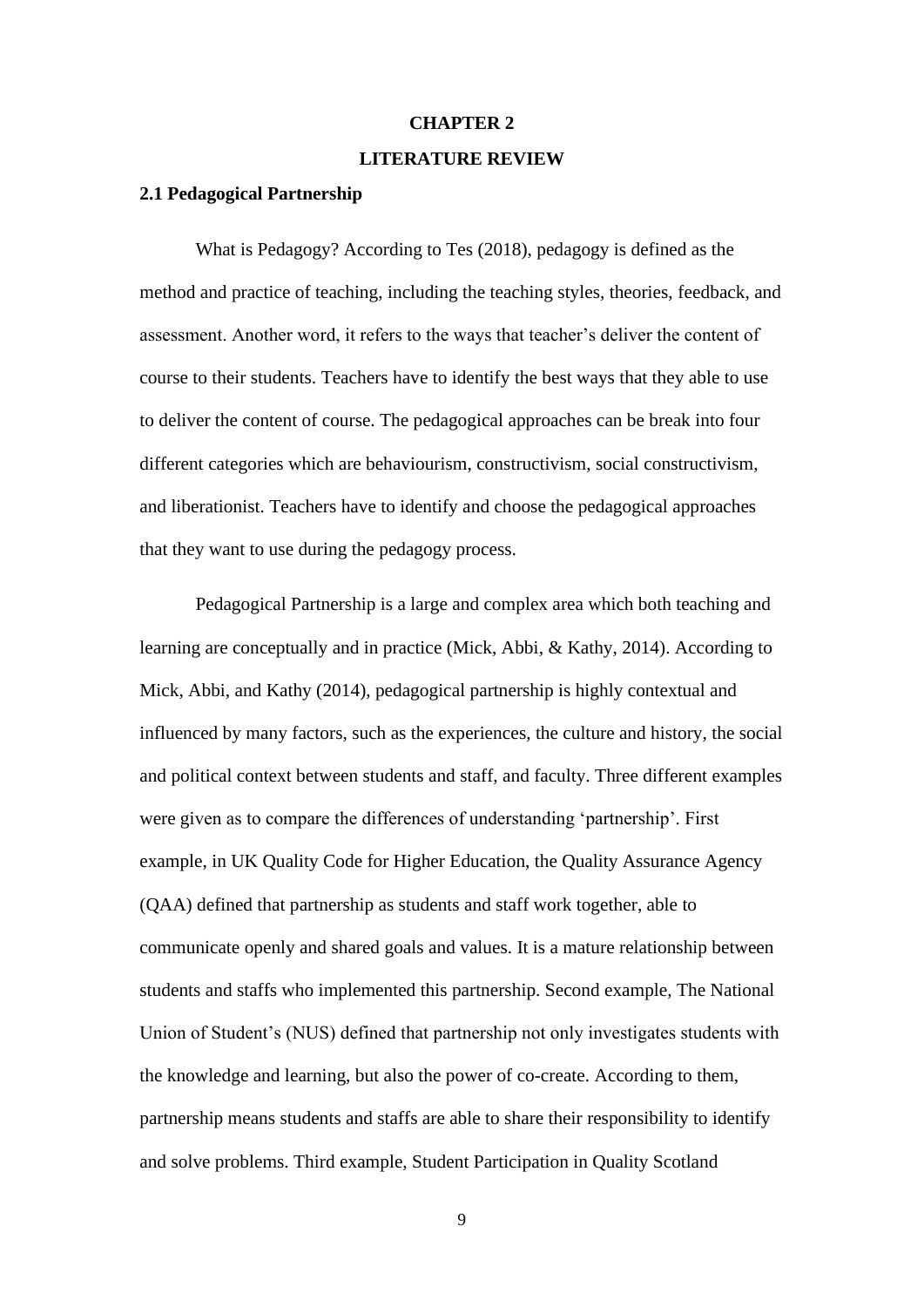# CHAPTER 2

# LITERATURE REVIEW

## 2.1 Pedagogical Partnership

What is Pedagogy? According to Tes (2018), pedagogy is defined as the method and practice of teaching, including the teaching styles, theories, feedback, and assessment. Another word, it refers to the ways that teacher's deliver the content of course to their students. Teachers have to identify the best ways that they able to use to deliver the content of course. The pedagogical approaches can be break into four different categories which are behaviourism, constructivism, social constructivism, and liberationist. Teachers have to identify and choose the pedagogical approaches that they want to use during the pedagogy process.

Pedagogical Partnership is a large and complex area which both teaching and learning are conceptually and in practice (Mick, Abbi, & Kathy, 2014). According to Mick, Abbi, and Kathy (2014), pedagogical partnership is highly contextual and influenced by many factors, such as the experiences, the culture and history, the social and political context between students and staff, and faculty. Three different examples were given as to compare the differences of understanding 'partnership'. First example, in UK Quality Code for Higher Education, the Quality Assurance Agency (QAA) defined that partnership as students and staff work together, able to communicate openly and shared goals and values. It is a mature relationship between students and staffs who implemented this partnership. Second example, The National Union of Student's (NUS) defined that partnership not only investigates students with the knowledge and learning, but also the power of co-create. According to them, partnership means students and staffs are able to share their responsibility to identify and solve problems. Third example, Student Participation in Quality Scotland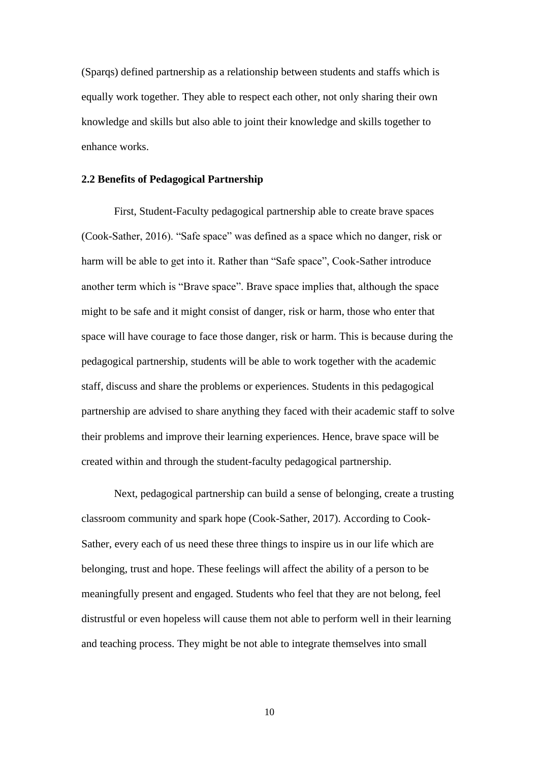(Sparqs) defined partnership as a relationship between students and staffs which is equally work together. They able to respect each other, not only sharing their own knowledge and skills but also able to joint their knowledge and skills together to enhance works.

### 2.2 Benefits of Pedagogical Partnership

First, Student-Faculty pedagogical partnership able to create brave spaces (Cook-Sather, 2016). “Safe space” was defined as a space which no danger, risk or harm will be able to get into it. Rather than “Safe space”, Cook-Sather introduce another term which is “Brave space”. Brave space implies that, although the space might to be safe and it might consist of danger, risk or harm, those who enter that space will have courage to face those danger, risk or harm. This is because during the pedagogical partnership, students will be able to work together with the academic staff, discuss and share the problems or experiences. Students in this pedagogical partnership are advised to share anything they faced with their academic staff to solve their problems and improve their learning experiences. Hence, brave space will be created within and through the student-faculty pedagogical partnership.

Next, pedagogical partnership can build a sense of belonging, create a trusting classroom community and spark hope (Cook-Sather, 2017). According to Cook-Sather, every each of us need these three things to inspire us in our life which are belonging, trust and hope. These feelings will affect the ability of a person to be meaningfully present and engaged. Students who feel that they are not belong, feel distrustful or even hopeless will cause them not able to perform well in their learning and teaching process. They might be not able to integrate themselves into small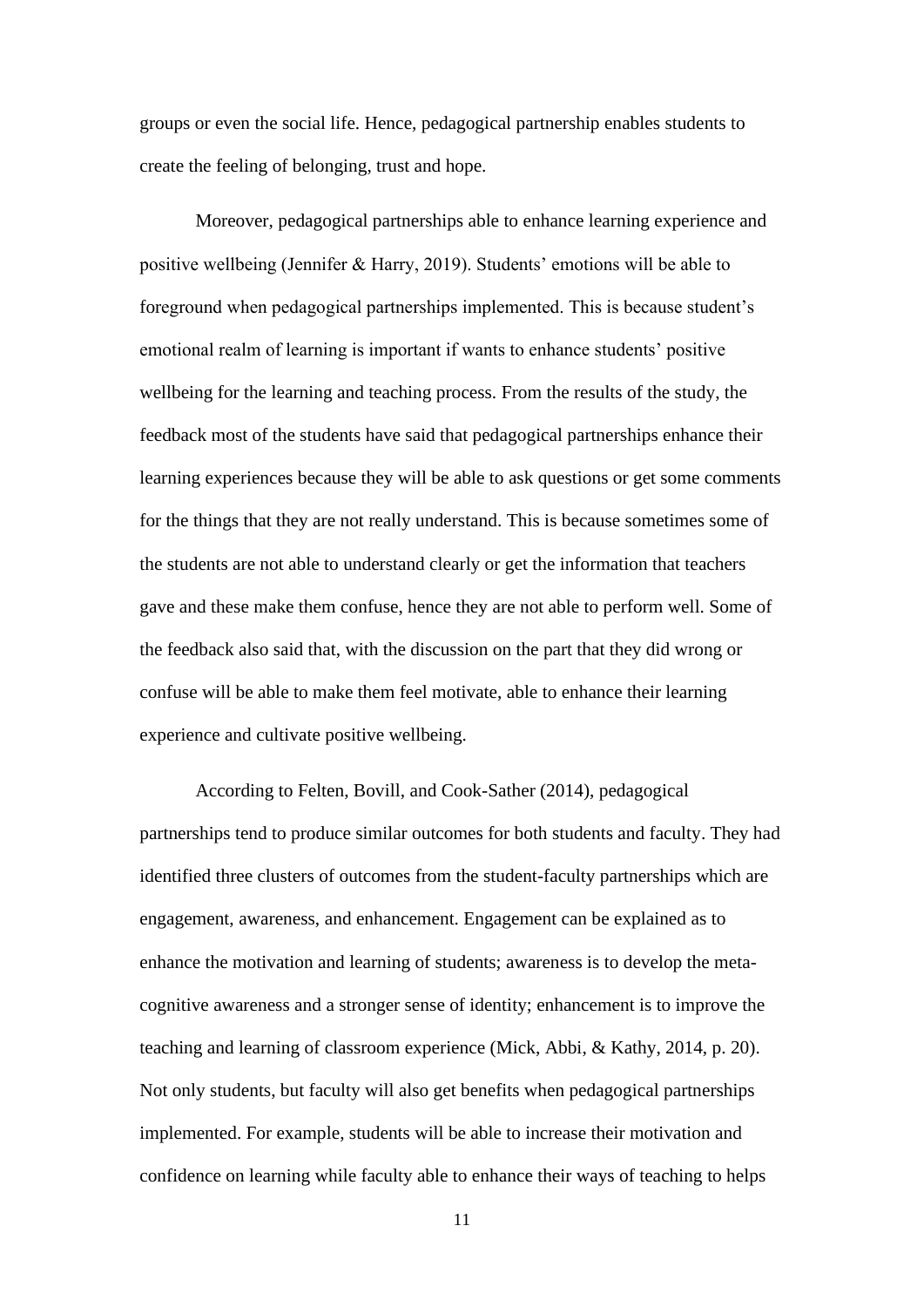groups or even the social life. Hence, pedagogical partnership enables students to create the feeling of belonging, trust and hope.

Moreover, pedagogical partnerships able to enhance learning experience and positive wellbeing (Jennifer & Harry, 2019). Students' emotions will be able to foreground when pedagogical partnerships implemented. This is because student's emotional realm of learning is important if wants to enhance students' positive wellbeing for the learning and teaching process. From the results of the study, the feedback most of the students have said that pedagogical partnerships enhance their learning experiences because they will be able to ask questions or get some comments for the things that they are not really understand. This is because sometimes some of the students are not able to understand clearly or get the information that teachers gave and these make them confuse, hence they are not able to perform well. Some of the feedback also said that, with the discussion on the part that they did wrong or confuse will be able to make them feel motivate, able to enhance their learning experience and cultivate positive wellbeing.

According to Felten, Bovill, and Cook-Sather (2014), pedagogical partnerships tend to produce similar outcomes for both students and faculty. They had identified three clusters of outcomes from the student-faculty partnerships which are engagement, awareness, and enhancement. Engagement can be explained as to enhance the motivation and learning of students; awareness is to develop the meta-cognitive awareness and a stronger sense of identity; enhancement is to improve the teaching and learning of classroom experience (Mick, Abbi, & Kathy, 2014, p. 20). Not only students, but faculty will also get benefits when pedagogical partnerships implemented. For example, students will be able to increase their motivation and confidence on learning while faculty able to enhance their ways of teaching to helps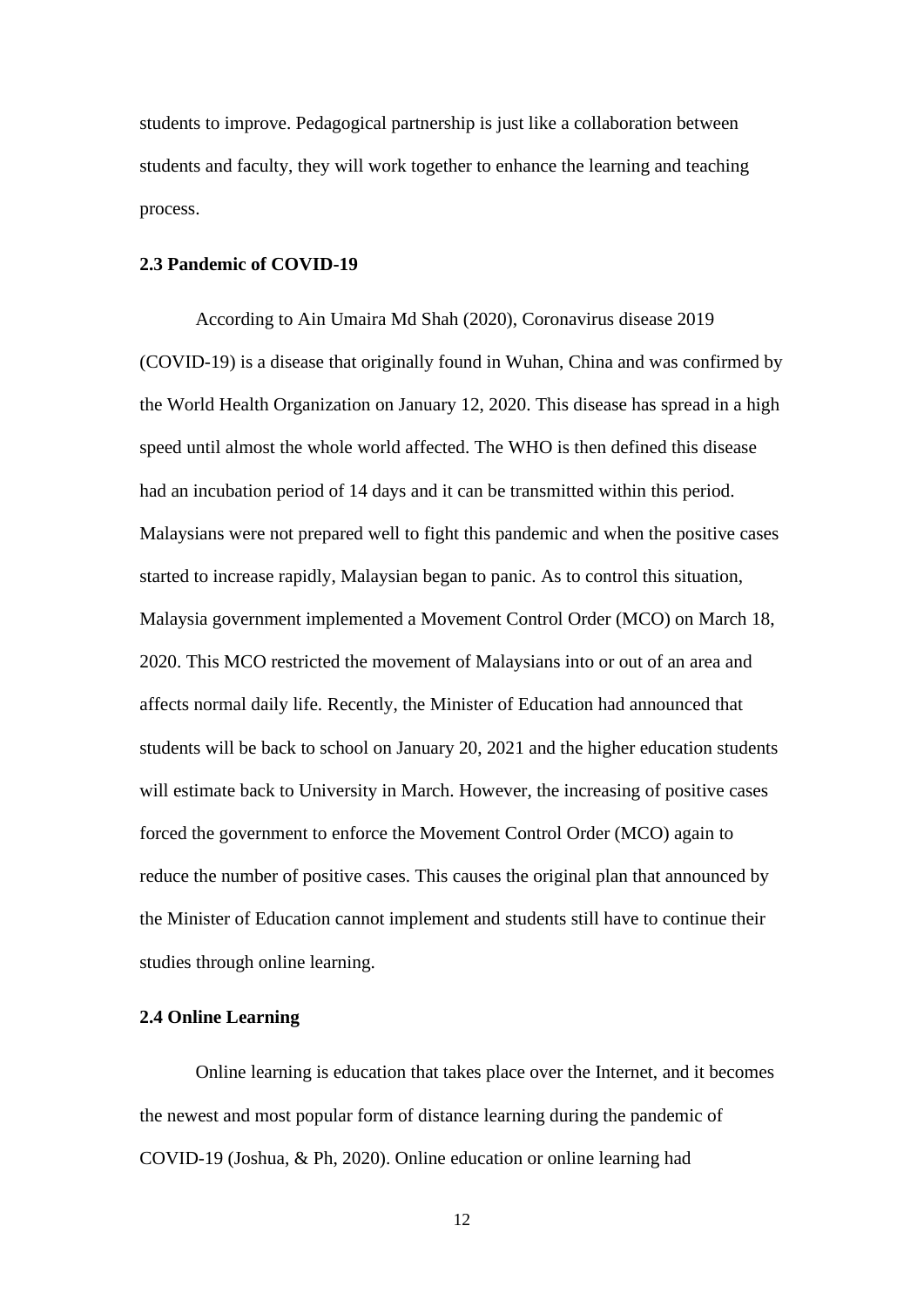students to improve. Pedagogical partnership is just like a collaboration between students and faculty, they will work together to enhance the learning and teaching process.

### 2.3 Pandemic of COVID-19

According to Ain Umaira Md Shah (2020), Coronavirus disease 2019 (COVID-19) is a disease that originally found in Wuhan, China and was confirmed by the World Health Organization on January 12, 2020. This disease has spread in a high speed until almost the whole world affected. The WHO is then defined this disease had an incubation period of 14 days and it can be transmitted within this period. Malaysians were not prepared well to fight this pandemic and when the positive cases started to increase rapidly, Malaysian began to panic. As to control this situation, Malaysia government implemented a Movement Control Order (MCO) on March 18, 2020. This MCO restricted the movement of Malaysians into or out of an area and affects normal daily life. Recently, the Minister of Education had announced that students will be back to school on January 20, 2021 and the higher education students will estimate back to University in March. However, the increasing of positive cases forced the government to enforce the Movement Control Order (MCO) again to reduce the number of positive cases. This causes the original plan that announced by the Minister of Education cannot implement and students still have to continue their studies through online learning.

### 2.4 Online Learning

Online learning is education that takes place over the Internet, and it becomes the newest and most popular form of distance learning during the pandemic of COVID-19 (Joshua, & Ph, 2020). Online education or online learning had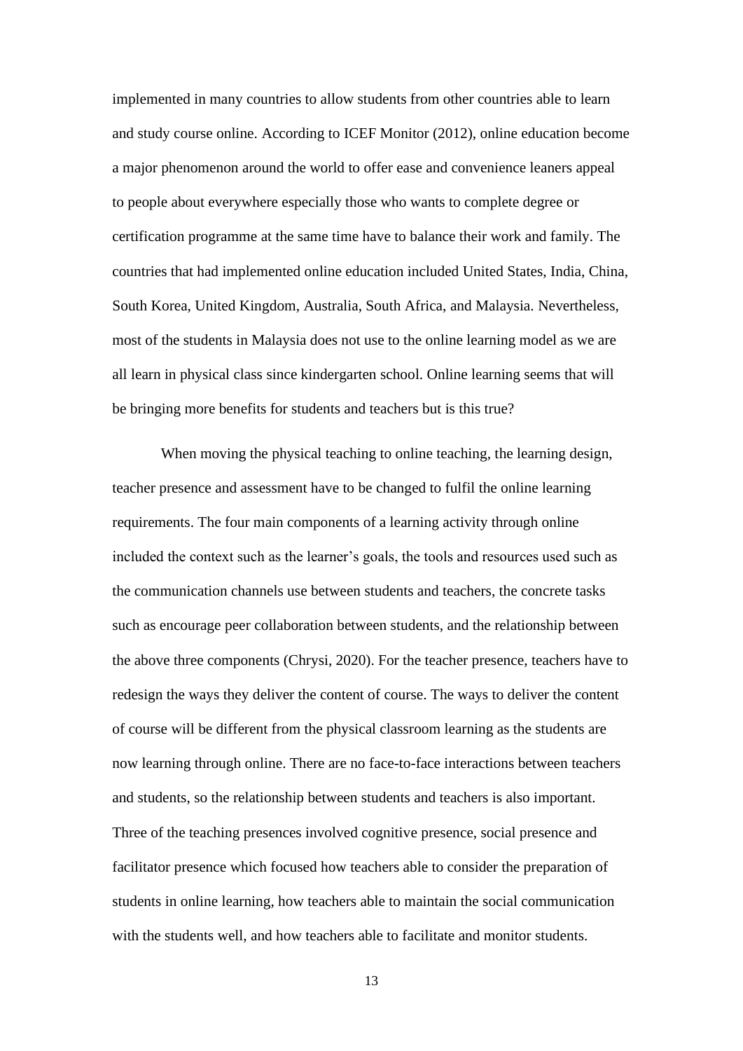implemented in many countries to allow students from other countries able to learn and study course online. According to ICEF Monitor (2012), online education become a major phenomenon around the world to offer ease and convenience leaners appeal to people about everywhere especially those who wants to complete degree or certification programme at the same time have to balance their work and family. The countries that had implemented online education included United States, India, China, South Korea, United Kingdom, Australia, South Africa, and Malaysia. Nevertheless, most of the students in Malaysia does not use to the online learning model as we are all learn in physical class since kindergarten school. Online learning seems that will be bringing more benefits for students and teachers but is this true?

When moving the physical teaching to online teaching, the learning design, teacher presence and assessment have to be changed to fulfil the online learning requirements. The four main components of a learning activity through online included the context such as the learner's goals, the tools and resources used such as the communication channels use between students and teachers, the concrete tasks such as encourage peer collaboration between students, and the relationship between the above three components (Chrysi, 2020). For the teacher presence, teachers have to redesign the ways they deliver the content of course. The ways to deliver the content of course will be different from the physical classroom learning as the students are now learning through online. There are no face-to-face interactions between teachers and students, so the relationship between students and teachers is also important. Three of the teaching presences involved cognitive presence, social presence and facilitator presence which focused how teachers able to consider the preparation of students in online learning, how teachers able to maintain the social communication with the students well, and how teachers able to facilitate and monitor students.